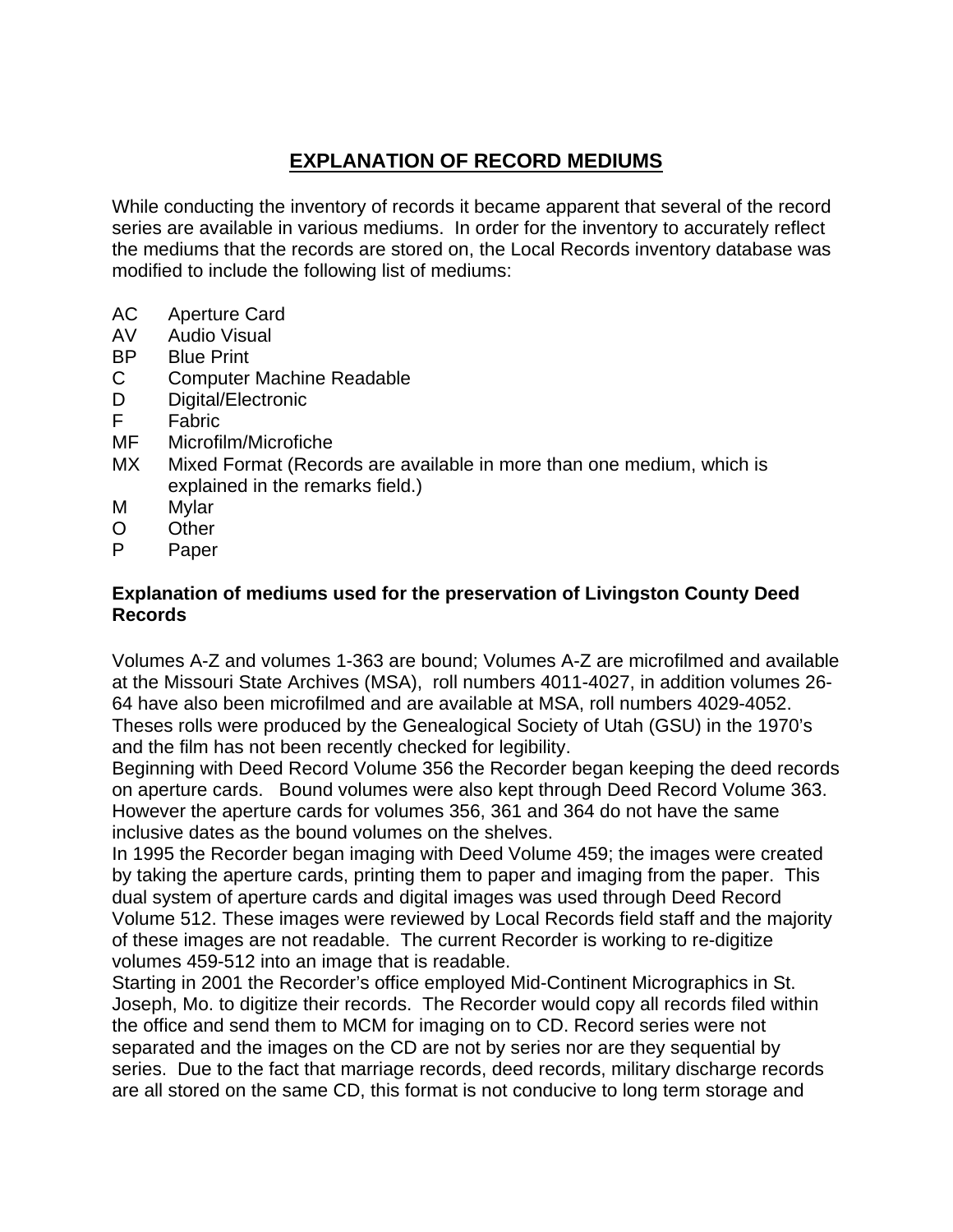# EXPLANATION OF RECORD MEDIUMS

While conducting the inventory of records it became apparent that several of the record series are available in various mediums. In order for the inventory to accurately reflect the mediums that the records are stored on, the Local Records inventory database was modified to include the following list of mediums:

- AC Aperture Card
- AV Audio Visual
- BP Blue Print
- C Computer Machine Readable
- D Digital/Electronic
- F Fabric
- MF Microfilm/Microfiche
- MX Mixed Format (Records are available in more than one medium, which is explained in the remarks field.)
- M Mylar
- O Other
- P Paper

**Explanation of mediums used for the preservation of Livingston County Deed Records**

Volumes A-Z and volumes 1-363 are bound; Volumes A-Z are microfilmed and available at the Missouri State Archives (MSA), roll numbers 4011-4027, in addition volumes 26-64 have also been microfilmed and are available at MSA, roll numbers 4029-4052. Theses rolls were produced by the Genealogical Society of Utah (GSU) in the 1970's and the film has not been recently checked for legibility.

Beginning with Deed Record Volume 356 the Recorder began keeping the deed records on aperture cards. Bound volumes were also kept through Deed Record Volume 363. However the aperture cards for volumes 356, 361 and 364 do not have the same inclusive dates as the bound volumes on the shelves.

In 1995 the Recorder began imaging with Deed Volume 459; the images were created by taking the aperture cards, printing them to paper and imaging from the paper. This dual system of aperture cards and digital images was used through Deed Record Volume 512. These images were reviewed by Local Records field staff and the majority of these images are not readable. The current Recorder is working to re-digitize volumes 459-512 into an image that is readable.

Starting in 2001 the Recorder's office employed Mid-Continent Micrographics in St. Joseph, Mo. to digitize their records. The Recorder would copy all records filed within the office and send them to MCM for imaging on to CD. Record series were not separated and the images on the CD are not by series nor are they sequential by series. Due to the fact that marriage records, deed records, military discharge records are all stored on the same CD, this format is not conducive to long term storage and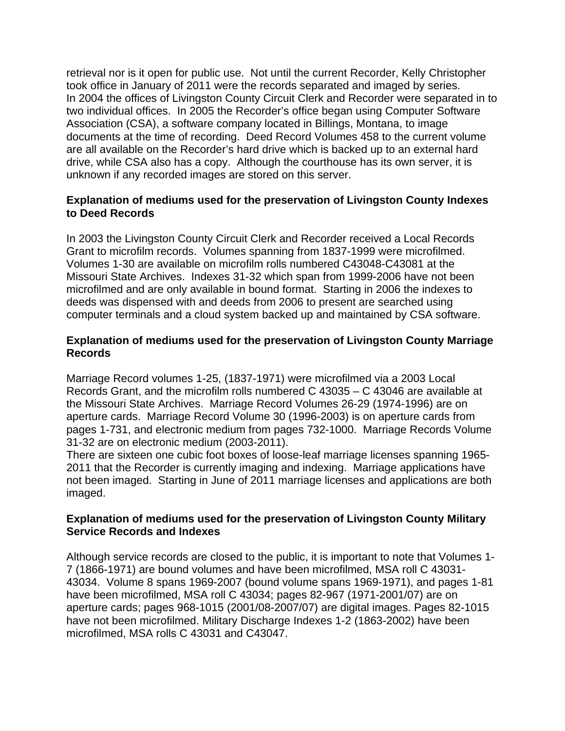retrieval nor is it open for public use. Not until the current Recorder, Kelly Christopher took office in January of 2011 were the records separated and imaged by series. In 2004 the offices of Livingston County Circuit Clerk and Recorder were separated in to two individual offices. In 2005 the Recorder's office began using Computer Software Association (CSA), a software company located in Billings, Montana, to image documents at the time of recording. Deed Record Volumes 458 to the current volume are all available on the Recorder's hard drive which is backed up to an external hard drive, while CSA also has a copy. Although the courthouse has its own server, it is unknown if any recorded images are stored on this server.

**Explanation of mediums used for the preservation of Livingston County Indexes to Deed Records**

In 2003 the Livingston County Circuit Clerk and Recorder received a Local Records Grant to microfilm records. Volumes spanning from 1837-1999 were microfilmed. Volumes 1-30 are available on microfilm rolls numbered C43048-C43081 at the Missouri State Archives. Indexes 31-32 which span from 1999-2006 have not been microfilmed and are only available in bound format. Starting in 2006 the indexes to deeds was dispensed with and deeds from 2006 to present are searched using computer terminals and a cloud system backed up and maintained by CSA software.

**Explanation of mediums used for the preservation of Livingston County Marriage Records**

Marriage Record volumes 1-25, (1837-1971) were microfilmed via a 2003 Local Records Grant, and the microfilm rolls numbered C 43035 – C 43046 are available at the Missouri State Archives. Marriage Record Volumes 26-29 (1974-1996) are on aperture cards. Marriage Record Volume 30 (1996-2003) is on aperture cards from pages 1-731, and electronic medium from pages 732-1000. Marriage Records Volume 31-32 are on electronic medium (2003-2011).
There are sixteen one cubic foot boxes of loose-leaf marriage licenses spanning 1965-2011 that the Recorder is currently imaging and indexing. Marriage applications have not been imaged. Starting in June of 2011 marriage licenses and applications are both imaged.

**Explanation of mediums used for the preservation of Livingston County Military Service Records and Indexes**

Although service records are closed to the public, it is important to note that Volumes 1-7 (1866-1971) are bound volumes and have been microfilmed, MSA roll C 43031-43034. Volume 8 spans 1969-2007 (bound volume spans 1969-1971), and pages 1-81 have been microfilmed, MSA roll C 43034; pages 82-967 (1971-2001/07) are on aperture cards; pages 968-1015 (2001/08-2007/07) are digital images. Pages 82-1015 have not been microfilmed. Military Discharge Indexes 1-2 (1863-2002) have been microfilmed, MSA rolls C 43031 and C43047.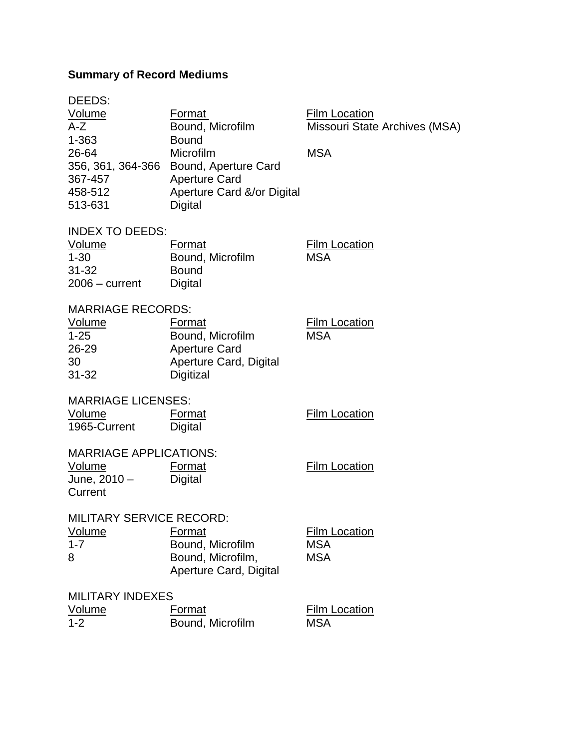**Summary of Record Mediums**

DEEDS:

| Volume | Format | Film Location |
|---|---|---|
| A-Z | Bound, Microfilm | Missouri State Archives (MSA) |
| 1-363 | Bound | |
| 26-64 | Microfilm | MSA |
| 356, 361, 364-366 | Bound, Aperture Card | |
| 367-457 | Aperture Card | |
| 458-512 | Aperture Card &/or Digital | |
| 513-631 | Digital | |

INDEX TO DEEDS:

| Volume | Format | Film Location |
|---|---|---|
| 1-30 | Bound, Microfilm | MSA |
| 31-32 | Bound | |
| 2006 – current | Digital | |

MARRIAGE RECORDS:

| Volume | Format | Film Location |
|---|---|---|
| 1-25 | Bound, Microfilm | MSA |
| 26-29 | Aperture Card | |
| 30 | Aperture Card, Digital | |
| 31-32 | Digitizal | |

MARRIAGE LICENSES:

| Volume | Format | Film Location |
|---|---|---|
| 1965-Current | Digital | |

MARRIAGE APPLICATIONS:

| Volume | Format | Film Location |
|---|---|---|
| June, 2010 – Current | Digital | |

MILITARY SERVICE RECORD:

| Volume | Format | Film Location |
|---|---|---|
| 1-7 | Bound, Microfilm | MSA |
| 8 | Bound, Microfilm, Aperture Card, Digital | MSA |

MILITARY INDEXES

| Volume | Format | Film Location |
|---|---|---|
| 1-2 | Bound, Microfilm | MSA |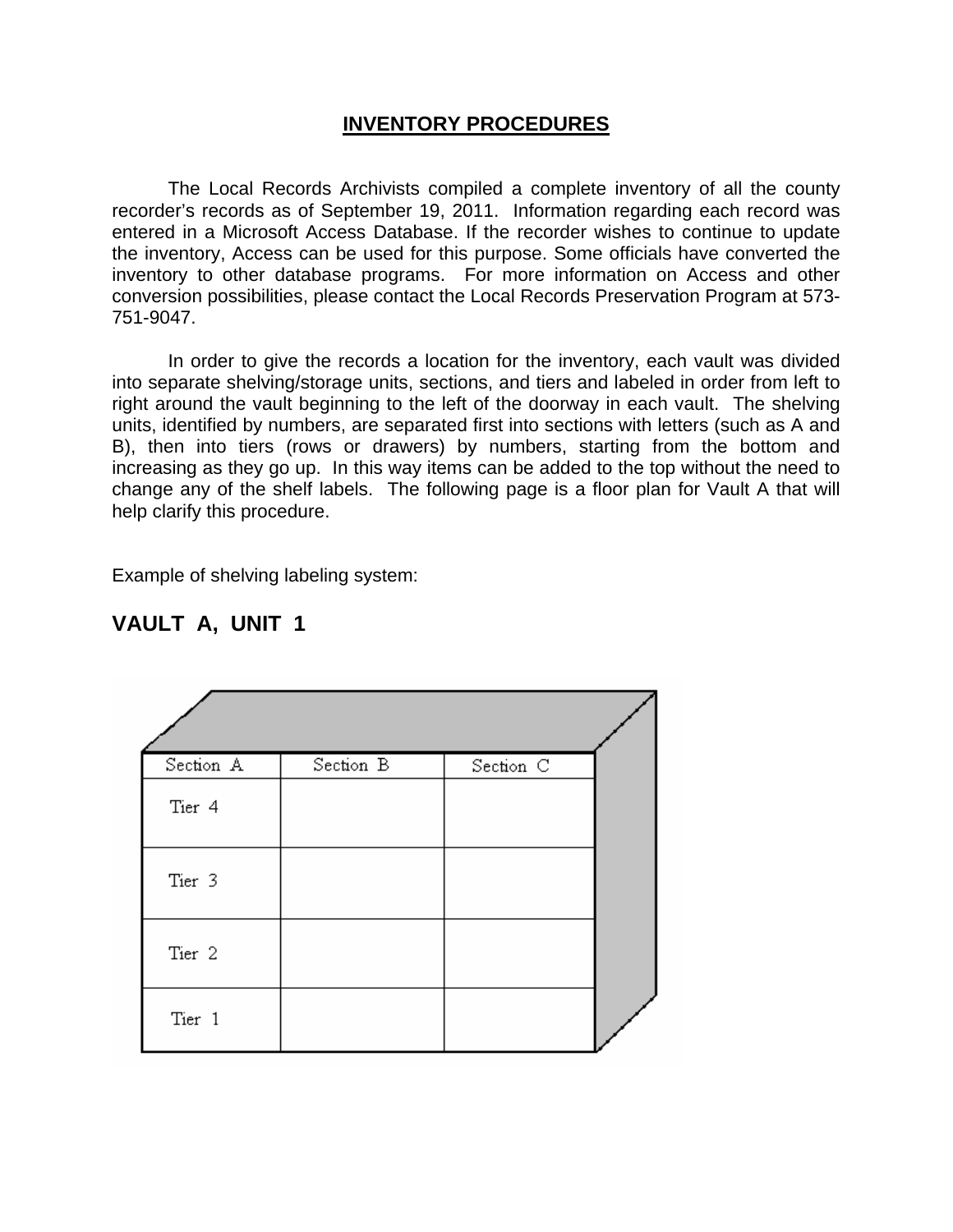## INVENTORY PROCEDURES

The Local Records Archivists compiled a complete inventory of all the county recorder's records as of September 19, 2011. Information regarding each record was entered in a Microsoft Access Database. If the recorder wishes to continue to update the inventory, Access can be used for this purpose. Some officials have converted the inventory to other database programs. For more information on Access and other conversion possibilities, please contact the Local Records Preservation Program at 573-751-9047.

In order to give the records a location for the inventory, each vault was divided into separate shelving/storage units, sections, and tiers and labeled in order from left to right around the vault beginning to the left of the doorway in each vault. The shelving units, identified by numbers, are separated first into sections with letters (such as A and B), then into tiers (rows or drawers) by numbers, starting from the bottom and increasing as they go up. In this way items can be added to the top without the need to change any of the shelf labels. The following page is a floor plan for Vault A that will help clarify this procedure.

Example of shelving labeling system:

### VAULT A, UNIT 1

| Section A | Section B | Section C |
|---|---|---|
| Tier 4 | | |
| Tier 3 | | |
| Tier 2 | | |
| Tier 1 | | |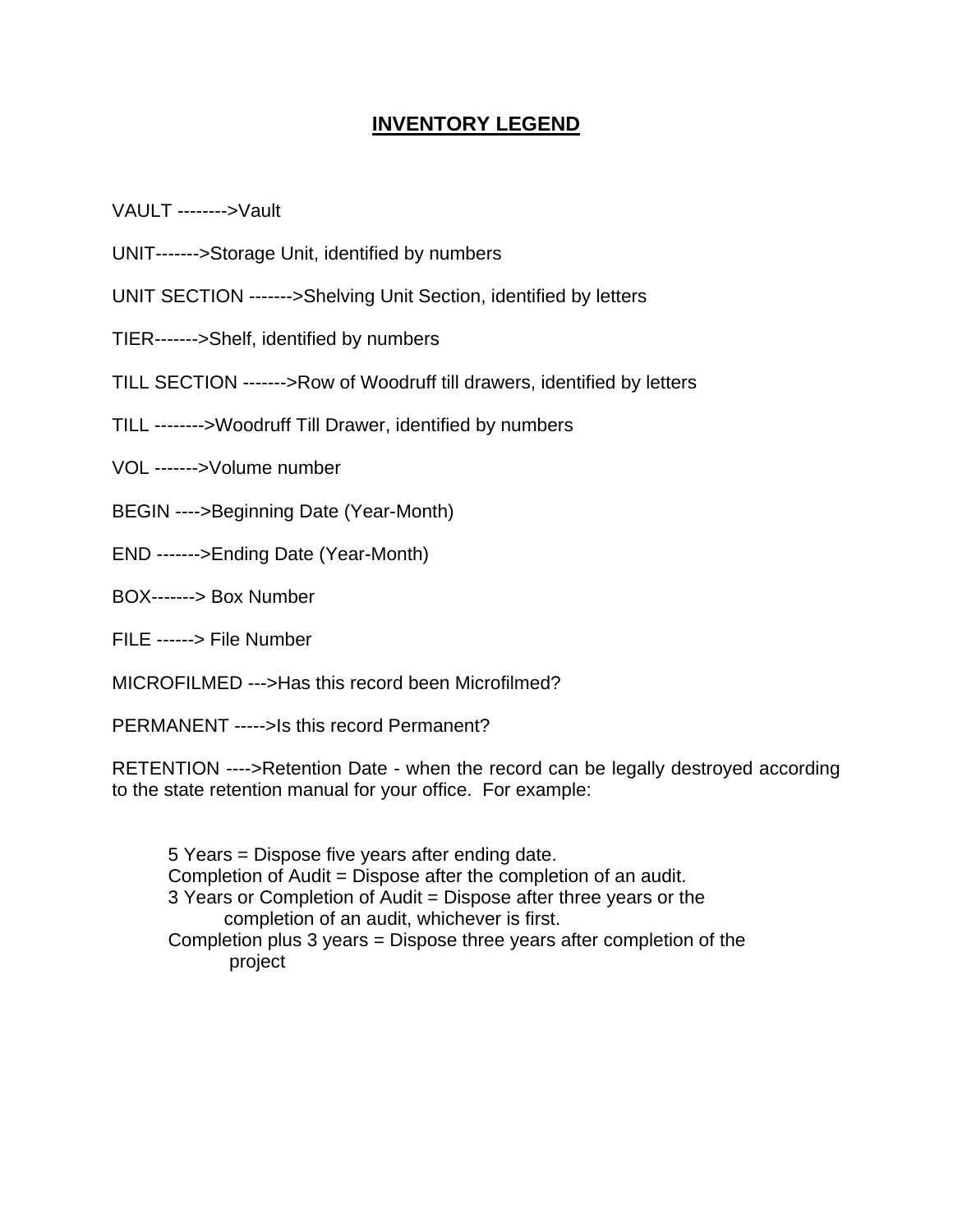# INVENTORY LEGEND

VAULT -------->Vault

UNIT------->Storage Unit, identified by numbers

UNIT SECTION ------->Shelving Unit Section, identified by letters

TIER------->Shelf, identified by numbers

TILL SECTION ------->Row of Woodruff till drawers, identified by letters

TILL -------->Woodruff Till Drawer, identified by numbers

VOL ------->Volume number

BEGIN ---->Beginning Date (Year-Month)

END ------->Ending Date (Year-Month)

BOX-------> Box Number

FILE ------> File Number

MICROFILMED --->Has this record been Microfilmed?

PERMANENT ----->Is this record Permanent?

RETENTION ---->Retention Date - when the record can be legally destroyed according to the state retention manual for your office. For example:

> 5 Years = Dispose five years after ending date.
> Completion of Audit = Dispose after the completion of an audit.
> 3 Years or Completion of Audit = Dispose after three years or the completion of an audit, whichever is first.
> Completion plus 3 years = Dispose three years after completion of the project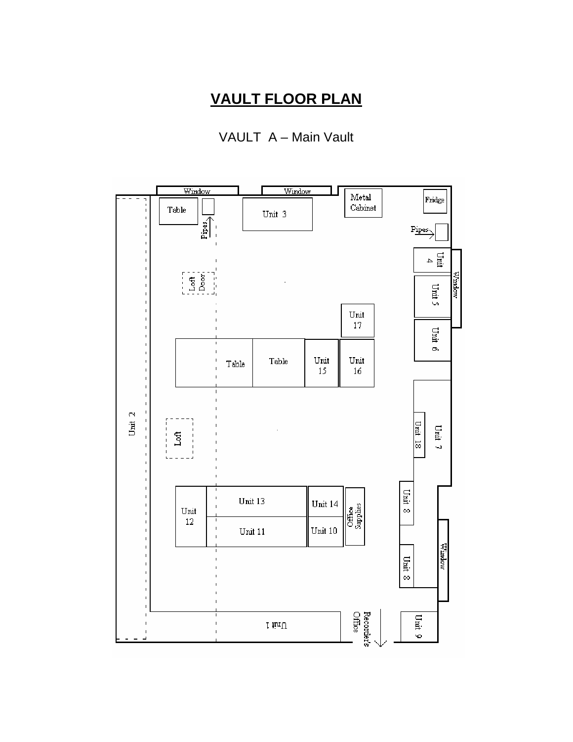# VAULT FLOOR PLAN

VAULT A – Main Vault

Window
Window
Metal Cabinet
Fridge
Table
Unit 3
Pipes
Pipes
Unit 4
Window
Unit 5
Loft Door
Unit 17
Unit 6
Table
Table
Unit 15
Unit 16
Unit 2
Loft
Unit 18
Unit 7
Unit 8
Unit 13
Unit 14
Unit 12
Office Supplies
Unit 11
Unit 10
Window
Unit 8
Unit 1
Recorder's Office
Unit 9